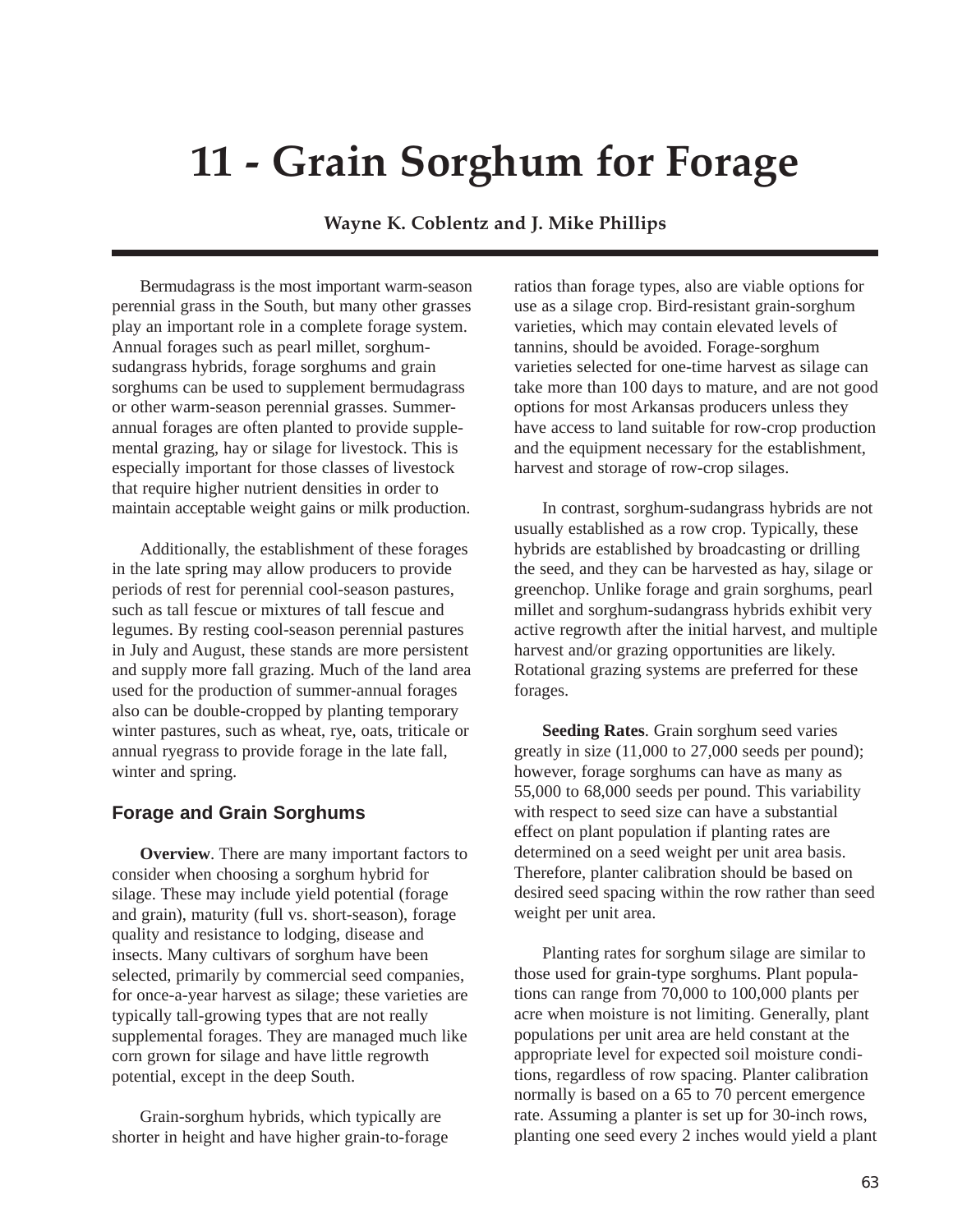# 11 - Grain Sorghum for Forage

**Wayne K. Coblentz and J. Mike Phillips**

Bermudagrass is the most important warm-season perennial grass in the South, but many other grasses play an important role in a complete forage system. Annual forages such as pearl millet, sorghum-sudangrass hybrids, forage sorghums and grain sorghums can be used to supplement bermudagrass or other warm-season perennial grasses. Summer-annual forages are often planted to provide supplemental grazing, hay or silage for livestock. This is especially important for those classes of livestock that require higher nutrient densities in order to maintain acceptable weight gains or milk production.

Additionally, the establishment of these forages in the late spring may allow producers to provide periods of rest for perennial cool-season pastures, such as tall fescue or mixtures of tall fescue and legumes. By resting cool-season perennial pastures in July and August, these stands are more persistent and supply more fall grazing. Much of the land area used for the production of summer-annual forages also can be double-cropped by planting temporary winter pastures, such as wheat, rye, oats, triticale or annual ryegrass to provide forage in the late fall, winter and spring.

## Forage and Grain Sorghums

**Overview**. There are many important factors to consider when choosing a sorghum hybrid for silage. These may include yield potential (forage and grain), maturity (full vs. short-season), forage quality and resistance to lodging, disease and insects. Many cultivars of sorghum have been selected, primarily by commercial seed companies, for once-a-year harvest as silage; these varieties are typically tall-growing types that are not really supplemental forages. They are managed much like corn grown for silage and have little regrowth potential, except in the deep South.

Grain-sorghum hybrids, which typically are shorter in height and have higher grain-to-forage ratios than forage types, also are viable options for use as a silage crop. Bird-resistant grain-sorghum varieties, which may contain elevated levels of tannins, should be avoided. Forage-sorghum varieties selected for one-time harvest as silage can take more than 100 days to mature, and are not good options for most Arkansas producers unless they have access to land suitable for row-crop production and the equipment necessary for the establishment, harvest and storage of row-crop silages.

In contrast, sorghum-sudangrass hybrids are not usually established as a row crop. Typically, these hybrids are established by broadcasting or drilling the seed, and they can be harvested as hay, silage or greenchop. Unlike forage and grain sorghums, pearl millet and sorghum-sudangrass hybrids exhibit very active regrowth after the initial harvest, and multiple harvest and/or grazing opportunities are likely. Rotational grazing systems are preferred for these forages.

**Seeding Rates**. Grain sorghum seed varies greatly in size (11,000 to 27,000 seeds per pound); however, forage sorghums can have as many as 55,000 to 68,000 seeds per pound. This variability with respect to seed size can have a substantial effect on plant population if planting rates are determined on a seed weight per unit area basis. Therefore, planter calibration should be based on desired seed spacing within the row rather than seed weight per unit area.

Planting rates for sorghum silage are similar to those used for grain-type sorghums. Plant populations can range from 70,000 to 100,000 plants per acre when moisture is not limiting. Generally, plant populations per unit area are held constant at the appropriate level for expected soil moisture conditions, regardless of row spacing. Planter calibration normally is based on a 65 to 70 percent emergence rate. Assuming a planter is set up for 30-inch rows, planting one seed every 2 inches would yield a plant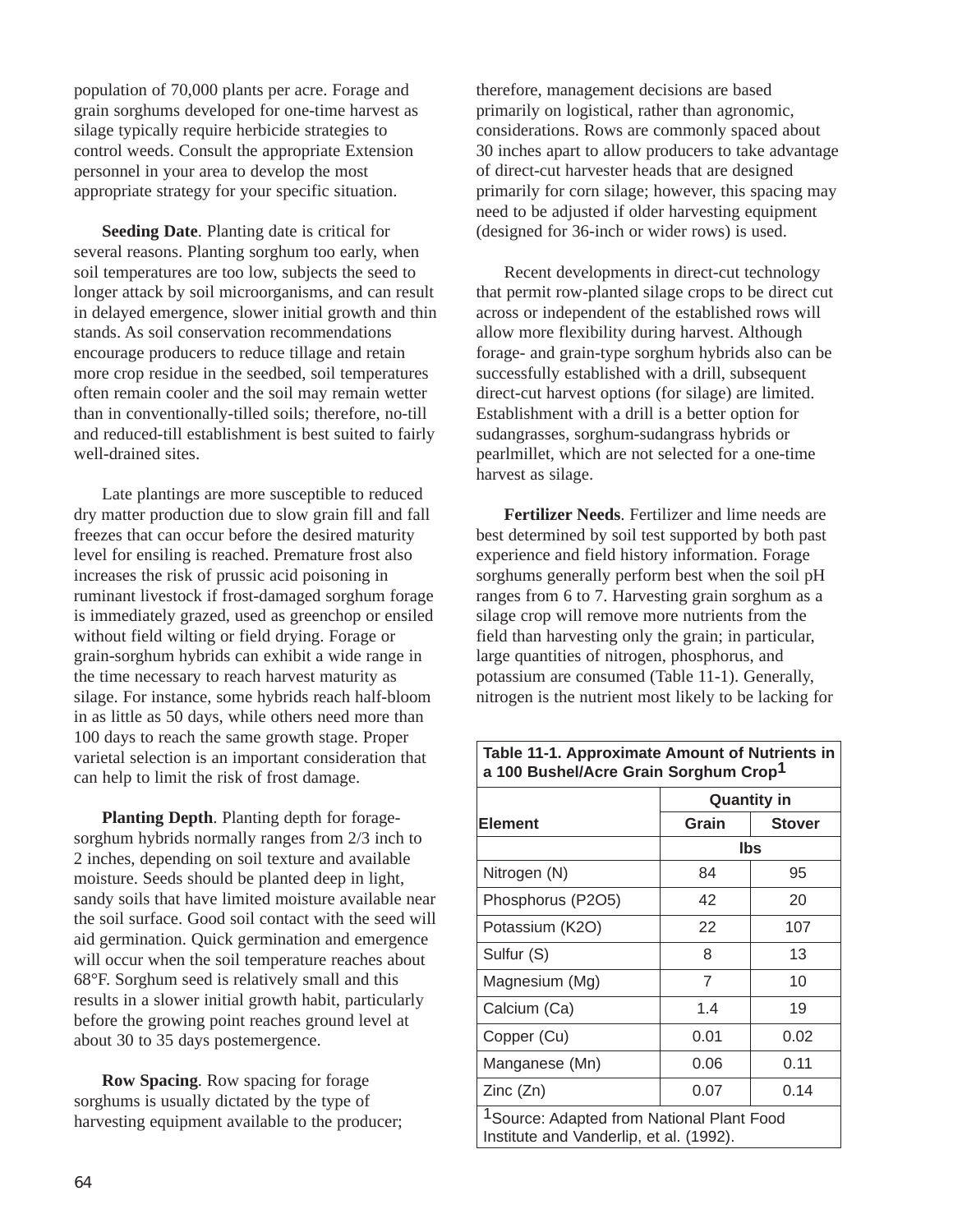population of 70,000 plants per acre. Forage and grain sorghums developed for one-time harvest as silage typically require herbicide strategies to control weeds. Consult the appropriate Extension personnel in your area to develop the most appropriate strategy for your specific situation.

**Seeding Date**. Planting date is critical for several reasons. Planting sorghum too early, when soil temperatures are too low, subjects the seed to longer attack by soil microorganisms, and can result in delayed emergence, slower initial growth and thin stands. As soil conservation recommendations encourage producers to reduce tillage and retain more crop residue in the seedbed, soil temperatures often remain cooler and the soil may remain wetter than in conventionally-tilled soils; therefore, no-till and reduced-till establishment is best suited to fairly well-drained sites.

Late plantings are more susceptible to reduced dry matter production due to slow grain fill and fall freezes that can occur before the desired maturity level for ensiling is reached. Premature frost also increases the risk of prussic acid poisoning in ruminant livestock if frost-damaged sorghum forage is immediately grazed, used as greenchop or ensiled without field wilting or field drying. Forage or grain-sorghum hybrids can exhibit a wide range in the time necessary to reach harvest maturity as silage. For instance, some hybrids reach half-bloom in as little as 50 days, while others need more than 100 days to reach the same growth stage. Proper varietal selection is an important consideration that can help to limit the risk of frost damage.

**Planting Depth**. Planting depth for forage-sorghum hybrids normally ranges from 2/3 inch to 2 inches, depending on soil texture and available moisture. Seeds should be planted deep in light, sandy soils that have limited moisture available near the soil surface. Good soil contact with the seed will aid germination. Quick germination and emergence will occur when the soil temperature reaches about 68°F. Sorghum seed is relatively small and this results in a slower initial growth habit, particularly before the growing point reaches ground level at about 30 to 35 days postemergence.

**Row Spacing**. Row spacing for forage sorghums is usually dictated by the type of harvesting equipment available to the producer; therefore, management decisions are based primarily on logistical, rather than agronomic, considerations. Rows are commonly spaced about 30 inches apart to allow producers to take advantage of direct-cut harvester heads that are designed primarily for corn silage; however, this spacing may need to be adjusted if older harvesting equipment (designed for 36-inch or wider rows) is used.

Recent developments in direct-cut technology that permit row-planted silage crops to be direct cut across or independent of the established rows will allow more flexibility during harvest. Although forage- and grain-type sorghum hybrids also can be successfully established with a drill, subsequent direct-cut harvest options (for silage) are limited. Establishment with a drill is a better option for sudangrasses, sorghum-sudangrass hybrids or pearlmillet, which are not selected for a one-time harvest as silage.

**Fertilizer Needs**. Fertilizer and lime needs are best determined by soil test supported by both past experience and field history information. Forage sorghums generally perform best when the soil pH ranges from 6 to 7. Harvesting grain sorghum as a silage crop will remove more nutrients from the field than harvesting only the grain; in particular, large quantities of nitrogen, phosphorus, and potassium are consumed (Table 11-1). Generally, nitrogen is the nutrient most likely to be lacking for

**Table 11-1. Approximate Amount of Nutrients in a 100 Bushel/Acre Grain Sorghum Crop[1]**

| Element | Quantity in | |
|---|---|---|
| | Grain | Stover |
| | lbs | |
| Nitrogen (N) | 84 | 95 |
| Phosphorus (P2O5) | 42 | 20 |
| Potassium (K2O) | 22 | 107 |
| Sulfur (S) | 8 | 13 |
| Magnesium (Mg) | 7 | 10 |
| Calcium (Ca) | 1.4 | 19 |
| Copper (Cu) | 0.01 | 0.02 |
| Manganese (Mn) | 0.06 | 0.11 |
| Zinc (Zn) | 0.07 | 0.14 |

[1]Source: Adapted from National Plant Food Institute and Vanderlip, et al. (1992).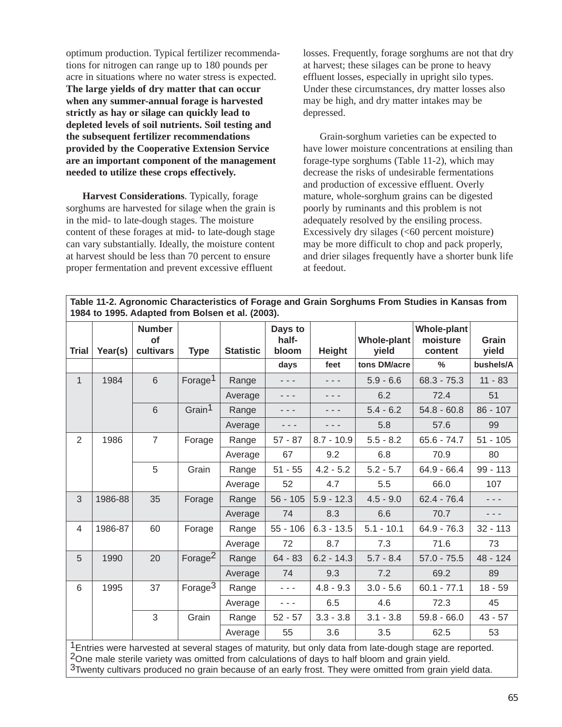optimum production. Typical fertilizer recommendations for nitrogen can range up to 180 pounds per acre in situations where no water stress is expected. **The large yields of dry matter that can occur when any summer-annual forage is harvested strictly as hay or silage can quickly lead to depleted levels of soil nutrients. Soil testing and the subsequent fertilizer recommendations provided by the Cooperative Extension Service are an important component of the management needed to utilize these crops effectively.**

**Harvest Considerations**. Typically, forage sorghums are harvested for silage when the grain is in the mid- to late-dough stages. The moisture content of these forages at mid- to late-dough stage can vary substantially. Ideally, the moisture content at harvest should be less than 70 percent to ensure proper fermentation and prevent excessive effluent losses. Frequently, forage sorghums are not that dry at harvest; these silages can be prone to heavy effluent losses, especially in upright silo types. Under these circumstances, dry matter losses also may be high, and dry matter intakes may be depressed.

Grain-sorghum varieties can be expected to have lower moisture concentrations at ensiling than forage-type sorghums (Table 11-2), which may decrease the risks of undesirable fermentations and production of excessive effluent. Overly mature, whole-sorghum grains can be digested poorly by ruminants and this problem is not adequately resolved by the ensiling process. Excessively dry silages (<60 percent moisture) may be more difficult to chop and pack properly, and drier silages frequently have a shorter bunk life at feedout.

**Table 11-2. Agronomic Characteristics of Forage and Grain Sorghums From Studies in Kansas from 1984 to 1995. Adapted from Bolsen et al. (2003).**

| Trial | Year(s) | Number of cultivars | Type | Statistic | Days to half-bloom | Height | Whole-plant yield | Whole-plant moisture content | Grain yield |
|---|---|---|---|---|---|---|---|---|---|
| | | | | | days | feet | tons DM/acre | % | bushels/A |
| 1 | 1984 | 6 | Forage[1] | Range | - - - | - - - | 5.9 - 6.6 | 68.3 - 75.3 | 11 - 83 |
| | | | | Average | - - - | - - - | 6.2 | 72.4 | 51 |
| | | 6 | Grain[1] | Range | - - - | - - - | 5.4 - 6.2 | 54.8 - 60.8 | 86 - 107 |
| | | | | Average | - - - | - - - | 5.8 | 57.6 | 99 |
| 2 | 1986 | 7 | Forage | Range | 57 - 87 | 8.7 - 10.9 | 5.5 - 8.2 | 65.6 - 74.7 | 51 - 105 |
| | | | | Average | 67 | 9.2 | 6.8 | 70.9 | 80 |
| | | 5 | Grain | Range | 51 - 55 | 4.2 - 5.2 | 5.2 - 5.7 | 64.9 - 66.4 | 99 - 113 |
| | | | | Average | 52 | 4.7 | 5.5 | 66.0 | 107 |
| 3 | 1986-88 | 35 | Forage | Range | 56 - 105 | 5.9 - 12.3 | 4.5 - 9.0 | 62.4 - 76.4 | - - - |
| | | | | Average | 74 | 8.3 | 6.6 | 70.7 | - - - |
| 4 | 1986-87 | 60 | Forage | Range | 55 - 106 | 6.3 - 13.5 | 5.1 - 10.1 | 64.9 - 76.3 | 32 - 113 |
| | | | | Average | 72 | 8.7 | 7.3 | 71.6 | 73 |
| 5 | 1990 | 20 | Forage[2] | Range | 64 - 83 | 6.2 - 14.3 | 5.7 - 8.4 | 57.0 - 75.5 | 48 - 124 |
| | | | | Average | 74 | 9.3 | 7.2 | 69.2 | 89 |
| 6 | 1995 | 37 | Forage[3] | Range | - - - | 4.8 - 9.3 | 3.0 - 5.6 | 60.1 - 77.1 | 18 - 59 |
| | | | | Average | - - - | 6.5 | 4.6 | 72.3 | 45 |
| | | 3 | Grain | Range | 52 - 57 | 3.3 - 3.8 | 3.1 - 3.8 | 59.8 - 66.0 | 43 - 57 |
| | | | | Average | 55 | 3.6 | 3.5 | 62.5 | 53 |

[1]Entries were harvested at several stages of maturity, but only data from late-dough stage are reported.
[2]One male sterile variety was omitted from calculations of days to half bloom and grain yield.
[3]Twenty cultivars produced no grain because of an early frost. They were omitted from grain yield data.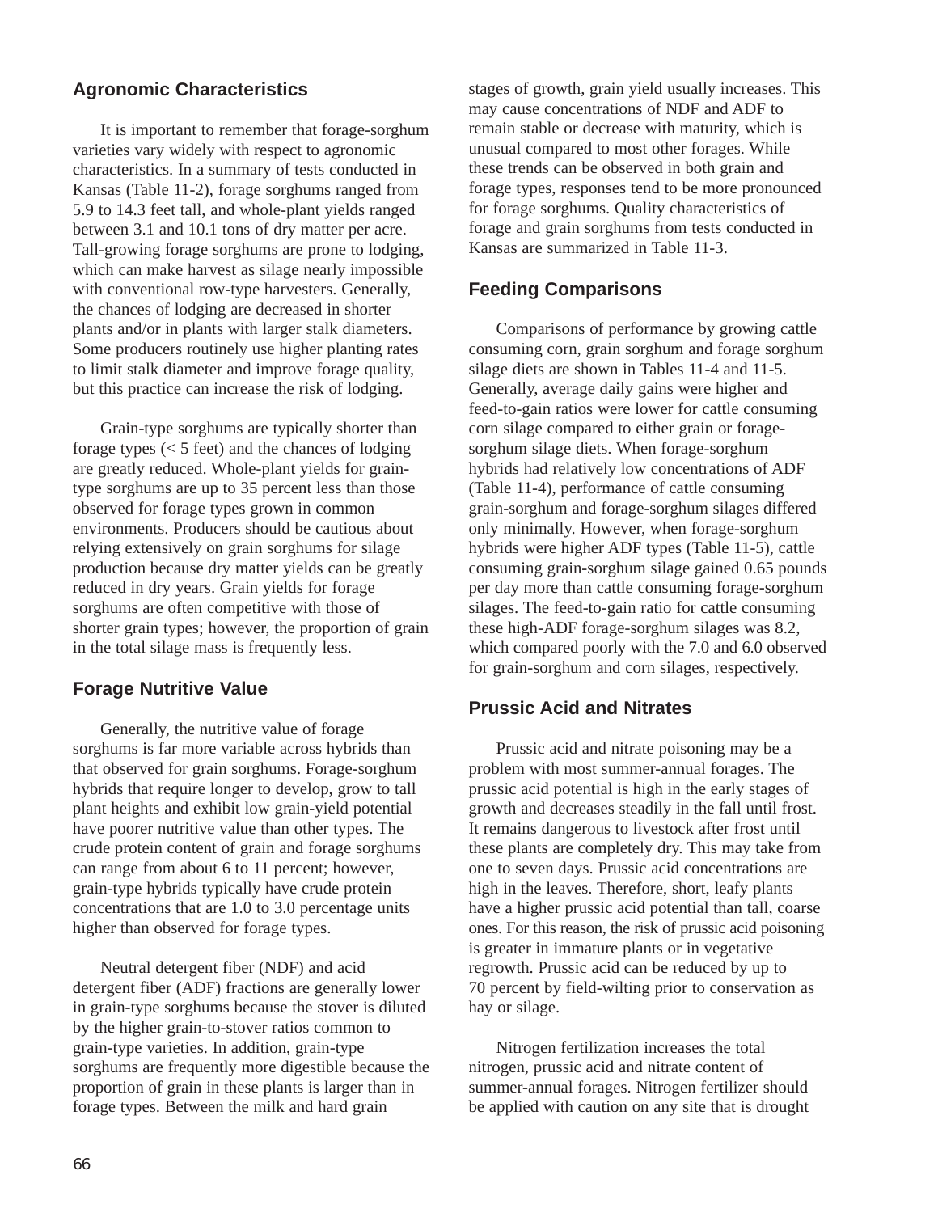## Agronomic Characteristics

It is important to remember that forage-sorghum varieties vary widely with respect to agronomic characteristics. In a summary of tests conducted in Kansas (Table 11-2), forage sorghums ranged from 5.9 to 14.3 feet tall, and whole-plant yields ranged between 3.1 and 10.1 tons of dry matter per acre. Tall-growing forage sorghums are prone to lodging, which can make harvest as silage nearly impossible with conventional row-type harvesters. Generally, the chances of lodging are decreased in shorter plants and/or in plants with larger stalk diameters. Some producers routinely use higher planting rates to limit stalk diameter and improve forage quality, but this practice can increase the risk of lodging.

Grain-type sorghums are typically shorter than forage types (< 5 feet) and the chances of lodging are greatly reduced. Whole-plant yields for grain-type sorghums are up to 35 percent less than those observed for forage types grown in common environments. Producers should be cautious about relying extensively on grain sorghums for silage production because dry matter yields can be greatly reduced in dry years. Grain yields for forage sorghums are often competitive with those of shorter grain types; however, the proportion of grain in the total silage mass is frequently less.

## Forage Nutritive Value

Generally, the nutritive value of forage sorghums is far more variable across hybrids than that observed for grain sorghums. Forage-sorghum hybrids that require longer to develop, grow to tall plant heights and exhibit low grain-yield potential have poorer nutritive value than other types. The crude protein content of grain and forage sorghums can range from about 6 to 11 percent; however, grain-type hybrids typically have crude protein concentrations that are 1.0 to 3.0 percentage units higher than observed for forage types.

Neutral detergent fiber (NDF) and acid detergent fiber (ADF) fractions are generally lower in grain-type sorghums because the stover is diluted by the higher grain-to-stover ratios common to grain-type varieties. In addition, grain-type sorghums are frequently more digestible because the proportion of grain in these plants is larger than in forage types. Between the milk and hard grain stages of growth, grain yield usually increases. This may cause concentrations of NDF and ADF to remain stable or decrease with maturity, which is unusual compared to most other forages. While these trends can be observed in both grain and forage types, responses tend to be more pronounced for forage sorghums. Quality characteristics of forage and grain sorghums from tests conducted in Kansas are summarized in Table 11-3.

## Feeding Comparisons

Comparisons of performance by growing cattle consuming corn, grain sorghum and forage sorghum silage diets are shown in Tables 11-4 and 11-5. Generally, average daily gains were higher and feed-to-gain ratios were lower for cattle consuming corn silage compared to either grain or forage-sorghum silage diets. When forage-sorghum hybrids had relatively low concentrations of ADF (Table 11-4), performance of cattle consuming grain-sorghum and forage-sorghum silages differed only minimally. However, when forage-sorghum hybrids were higher ADF types (Table 11-5), cattle consuming grain-sorghum silage gained 0.65 pounds per day more than cattle consuming forage-sorghum silages. The feed-to-gain ratio for cattle consuming these high-ADF forage-sorghum silages was 8.2, which compared poorly with the 7.0 and 6.0 observed for grain-sorghum and corn silages, respectively.

## Prussic Acid and Nitrates

Prussic acid and nitrate poisoning may be a problem with most summer-annual forages. The prussic acid potential is high in the early stages of growth and decreases steadily in the fall until frost. It remains dangerous to livestock after frost until these plants are completely dry. This may take from one to seven days. Prussic acid concentrations are high in the leaves. Therefore, short, leafy plants have a higher prussic acid potential than tall, coarse ones. For this reason, the risk of prussic acid poisoning is greater in immature plants or in vegetative regrowth. Prussic acid can be reduced by up to 70 percent by field-wilting prior to conservation as hay or silage.

Nitrogen fertilization increases the total nitrogen, prussic acid and nitrate content of summer-annual forages. Nitrogen fertilizer should be applied with caution on any site that is drought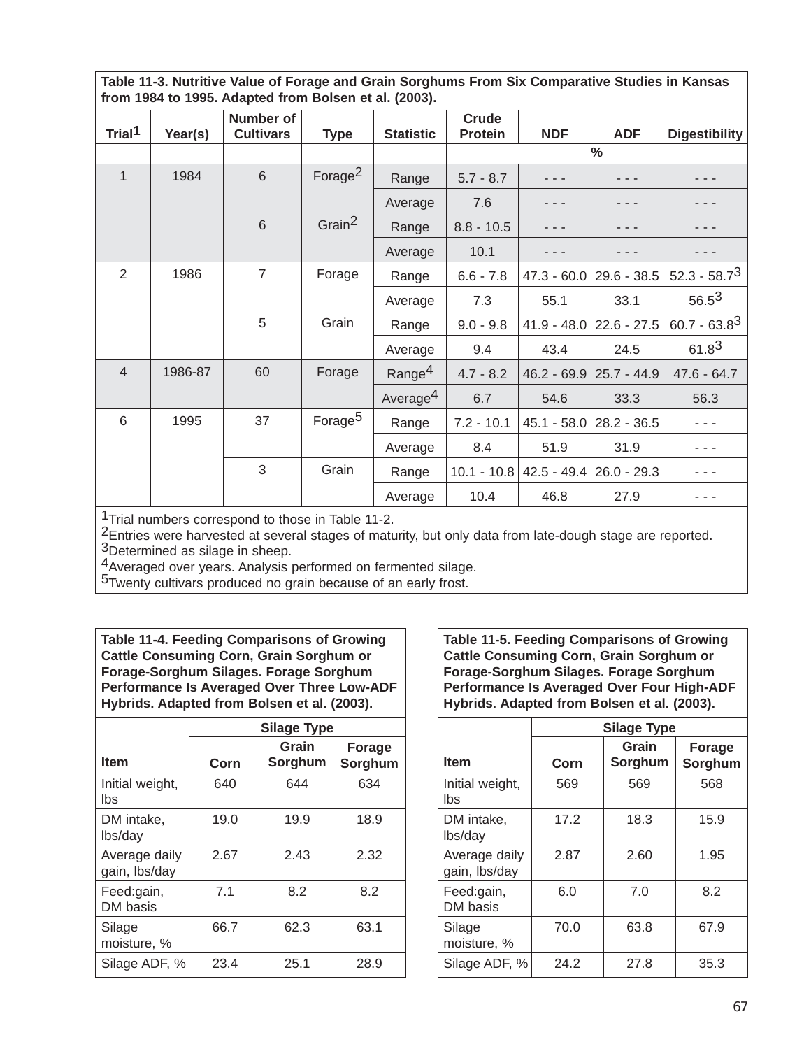**Table 11-3. Nutritive Value of Forage and Grain Sorghums From Six Comparative Studies in Kansas from 1984 to 1995. Adapted from Bolsen et al. (2003).**

| Trial[1] | Year(s) | Number of Cultivars | Type | Statistic | Crude Protein | NDF | ADF | Digestibility |
|---|---|---|---|---|---|---|---|---|
| | | | | | % | | | |
| 1 | 1984 | 6 | Forage[2] | Range | 5.7 - 8.7 | - - - | - - - | - - - |
| | | | | Average | 7.6 | - - - | - - - | - - - |
| | | 6 | Grain[2] | Range | 8.8 - 10.5 | - - - | - - - | - - - |
| | | | | Average | 10.1 | - - - | - - - | - - - |
| 2 | 1986 | 7 | Forage | Range | 6.6 - 7.8 | 47.3 - 60.0 | 29.6 - 38.5 | 52.3 - 58.7[3] |
| | | | | Average | 7.3 | 55.1 | 33.1 | 56.5[3] |
| | | 5 | Grain | Range | 9.0 - 9.8 | 41.9 - 48.0 | 22.6 - 27.5 | 60.7 - 63.8[3] |
| | | | | Average | 9.4 | 43.4 | 24.5 | 61.8[3] |
| 4 | 1986-87 | 60 | Forage | Range[4] | 4.7 - 8.2 | 46.2 - 69.9 | 25.7 - 44.9 | 47.6 - 64.7 |
| | | | | Average[4] | 6.7 | 54.6 | 33.3 | 56.3 |
| 6 | 1995 | 37 | Forage[5] | Range | 7.2 - 10.1 | 45.1 - 58.0 | 28.2 - 36.5 | - - - |
| | | | | Average | 8.4 | 51.9 | 31.9 | - - - |
| | | 3 | Grain | Range | 10.1 - 10.8 | 42.5 - 49.4 | 26.0 - 29.3 | - - - |
| | | | | Average | 10.4 | 46.8 | 27.9 | - - - |

[1]Trial numbers correspond to those in Table 11-2.
[2]Entries were harvested at several stages of maturity, but only data from late-dough stage are reported.
[3]Determined as silage in sheep.
[4]Averaged over years. Analysis performed on fermented silage.
[5]Twenty cultivars produced no grain because of an early frost.

**Table 11-4. Feeding Comparisons of Growing Cattle Consuming Corn, Grain Sorghum or Forage-Sorghum Silages. Forage Sorghum Performance Is Averaged Over Three Low-ADF Hybrids. Adapted from Bolsen et al. (2003).**

| | Silage Type | | |
|---|---|---|---|
| Item | Corn | Grain Sorghum | Forage Sorghum |
| Initial weight, lbs | 640 | 644 | 634 |
| DM intake, lbs/day | 19.0 | 19.9 | 18.9 |
| Average daily gain, lbs/day | 2.67 | 2.43 | 2.32 |
| Feed:gain, DM basis | 7.1 | 8.2 | 8.2 |
| Silage moisture, % | 66.7 | 62.3 | 63.1 |
| Silage ADF, % | 23.4 | 25.1 | 28.9 |

**Table 11-5. Feeding Comparisons of Growing Cattle Consuming Corn, Grain Sorghum or Forage-Sorghum Silages. Forage Sorghum Performance Is Averaged Over Four High-ADF Hybrids. Adapted from Bolsen et al. (2003).**

| | Silage Type | | |
|---|---|---|---|
| Item | Corn | Grain Sorghum | Forage Sorghum |
| Initial weight, lbs | 569 | 569 | 568 |
| DM intake, lbs/day | 17.2 | 18.3 | 15.9 |
| Average daily gain, lbs/day | 2.87 | 2.60 | 1.95 |
| Feed:gain, DM basis | 6.0 | 7.0 | 8.2 |
| Silage moisture, % | 70.0 | 63.8 | 67.9 |
| Silage ADF, % | 24.2 | 27.8 | 35.3 |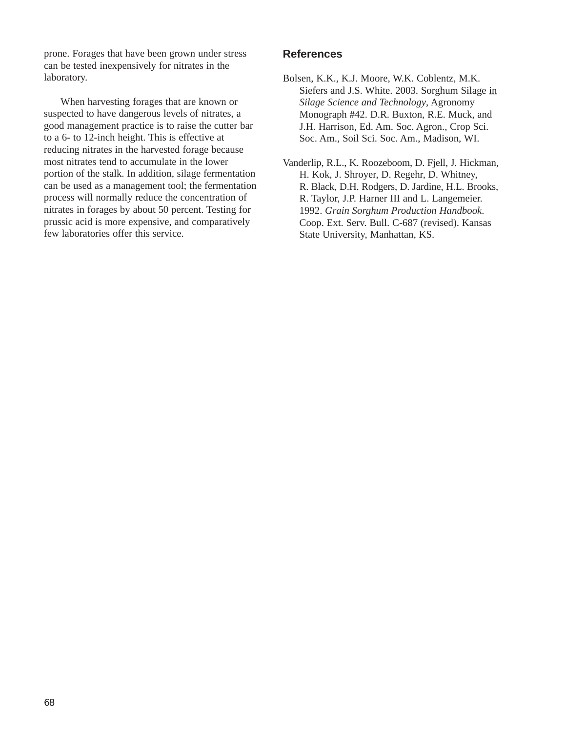prone. Forages that have been grown under stress can be tested inexpensively for nitrates in the laboratory.

When harvesting forages that are known or suspected to have dangerous levels of nitrates, a good management practice is to raise the cutter bar to a 6- to 12-inch height. This is effective at reducing nitrates in the harvested forage because most nitrates tend to accumulate in the lower portion of the stalk. In addition, silage fermentation can be used as a management tool; the fermentation process will normally reduce the concentration of nitrates in forages by about 50 percent. Testing for prussic acid is more expensive, and comparatively few laboratories offer this service.

## References

Bolsen, K.K., K.J. Moore, W.K. Coblentz, M.K. Siefers and J.S. White. 2003. Sorghum Silage in *Silage Science and Technology*, Agronomy Monograph #42. D.R. Buxton, R.E. Muck, and J.H. Harrison, Ed. Am. Soc. Agron., Crop Sci. Soc. Am., Soil Sci. Soc. Am., Madison, WI.

Vanderlip, R.L., K. Roozeboom, D. Fjell, J. Hickman, H. Kok, J. Shroyer, D. Regehr, D. Whitney, R. Black, D.H. Rodgers, D. Jardine, H.L. Brooks, R. Taylor, J.P. Harner III and L. Langemeier. 1992. *Grain Sorghum Production Handbook*. Coop. Ext. Serv. Bull. C-687 (revised). Kansas State University, Manhattan, KS.